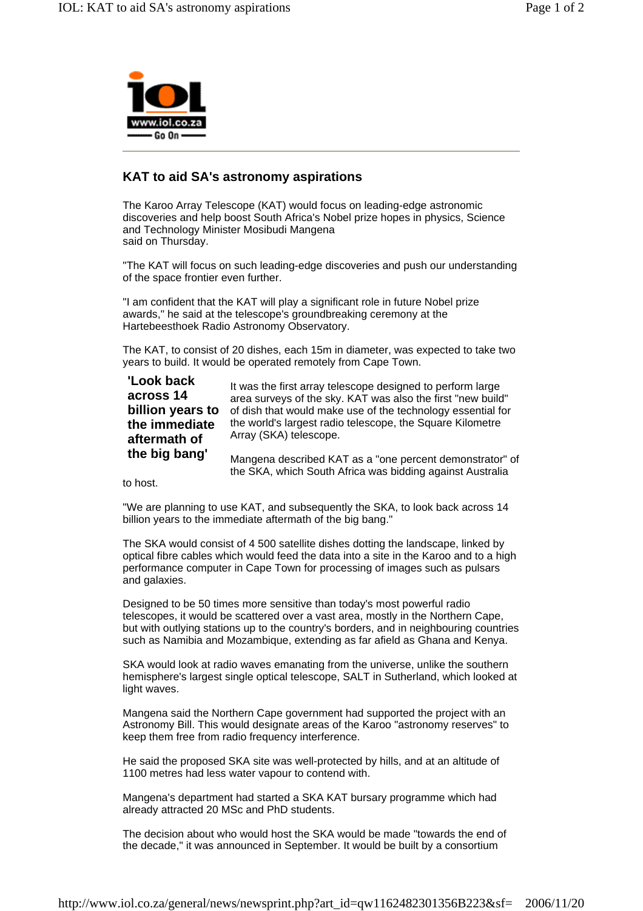## KAT to aid SA's astronomy aspirations

The Karoo Array Telescope (KAT) would focus on leading-edge astronomic discoveries and help boost South Africa's Nobel prize hopes in physics, Science and Technology Minister Mosibudi Mangena said on Thursday.

"The KAT will focus on such leading-edge discoveries and push our understanding of the space frontier even further.

"I am confident that the KAT will play a significant role in future Nobel prize awards," he said at the telescope's groundbreaking ceremony at the Hartebeesthoek Radio Astronomy Observatory.

The KAT, to consist of 20 dishes, each 15m in diameter, was expected to take two years to build. It would be operated remotely from Cape Town.

**'Look back across 14 billion years to the immediate aftermath of the big bang'**

It was the first array telescope designed to perform large area surveys of the sky. KAT was also the first "new build" of dish that would make use of the technology essential for the world's largest radio telescope, the Square Kilometre Array (SKA) telescope.

Mangena described KAT as a "one percent demonstrator" of the SKA, which South Africa was bidding against Australia to host.

"We are planning to use KAT, and subsequently the SKA, to look back across 14 billion years to the immediate aftermath of the big bang."

The SKA would consist of 4 500 satellite dishes dotting the landscape, linked by optical fibre cables which would feed the data into a site in the Karoo and to a high performance computer in Cape Town for processing of images such as pulsars and galaxies.

Designed to be 50 times more sensitive than today's most powerful radio telescopes, it would be scattered over a vast area, mostly in the Northern Cape, but with outlying stations up to the country's borders, and in neighbouring countries such as Namibia and Mozambique, extending as far afield as Ghana and Kenya.

SKA would look at radio waves emanating from the universe, unlike the southern hemisphere's largest single optical telescope, SALT in Sutherland, which looked at light waves.

Mangena said the Northern Cape government had supported the project with an Astronomy Bill. This would designate areas of the Karoo "astronomy reserves" to keep them free from radio frequency interference.

He said the proposed SKA site was well-protected by hills, and at an altitude of 1100 metres had less water vapour to contend with.

Mangena's department had started a SKA KAT bursary programme which had already attracted 20 MSc and PhD students.

The decision about who would host the SKA would be made "towards the end of the decade," it was announced in September. It would be built by a consortium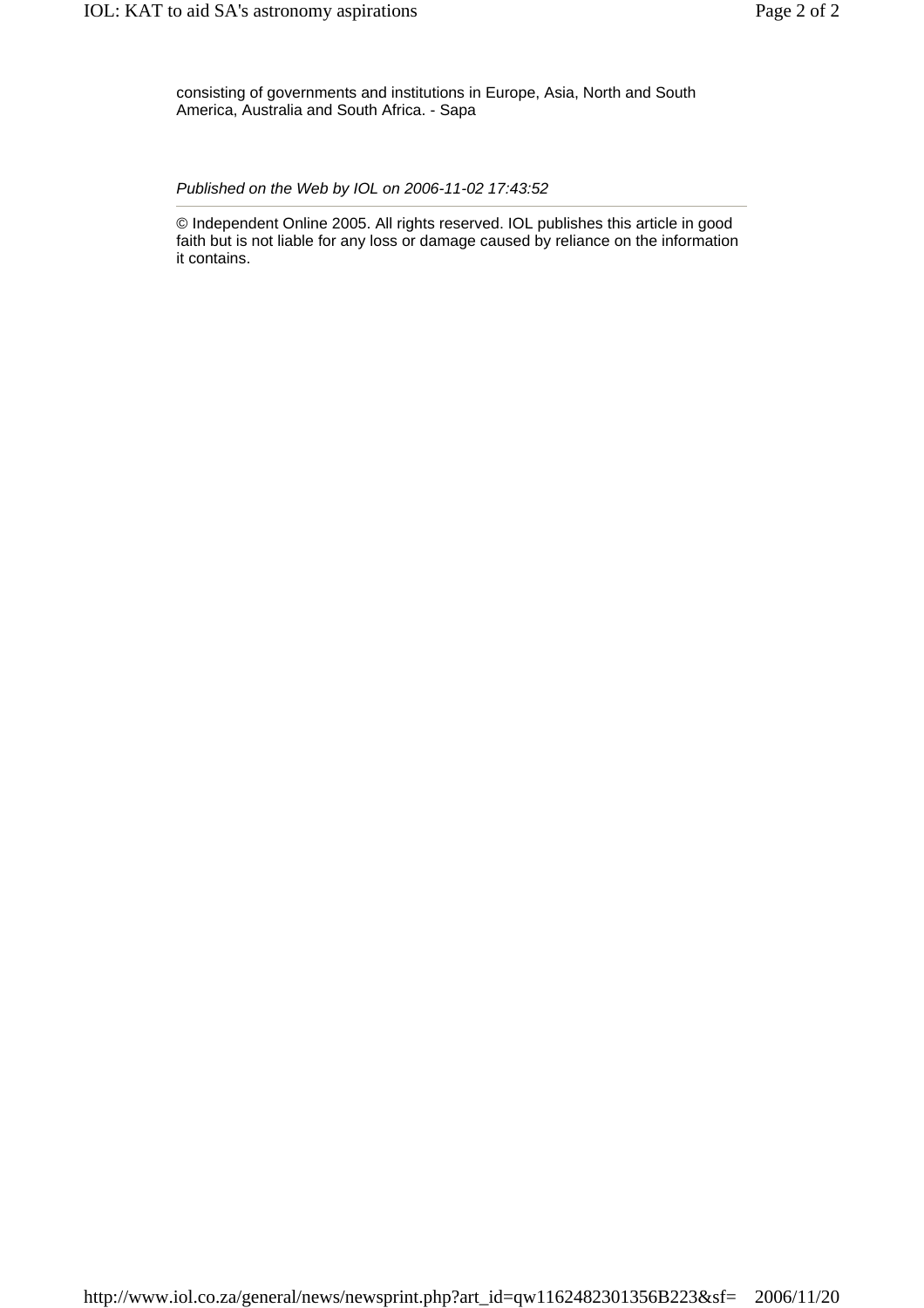consisting of governments and institutions in Europe, Asia, North and South America, Australia and South Africa. - Sapa

*Published on the Web by IOL on 2006-11-02 17:43:52*

---

© Independent Online 2005. All rights reserved. IOL publishes this article in good faith but is not liable for any loss or damage caused by reliance on the information it contains.